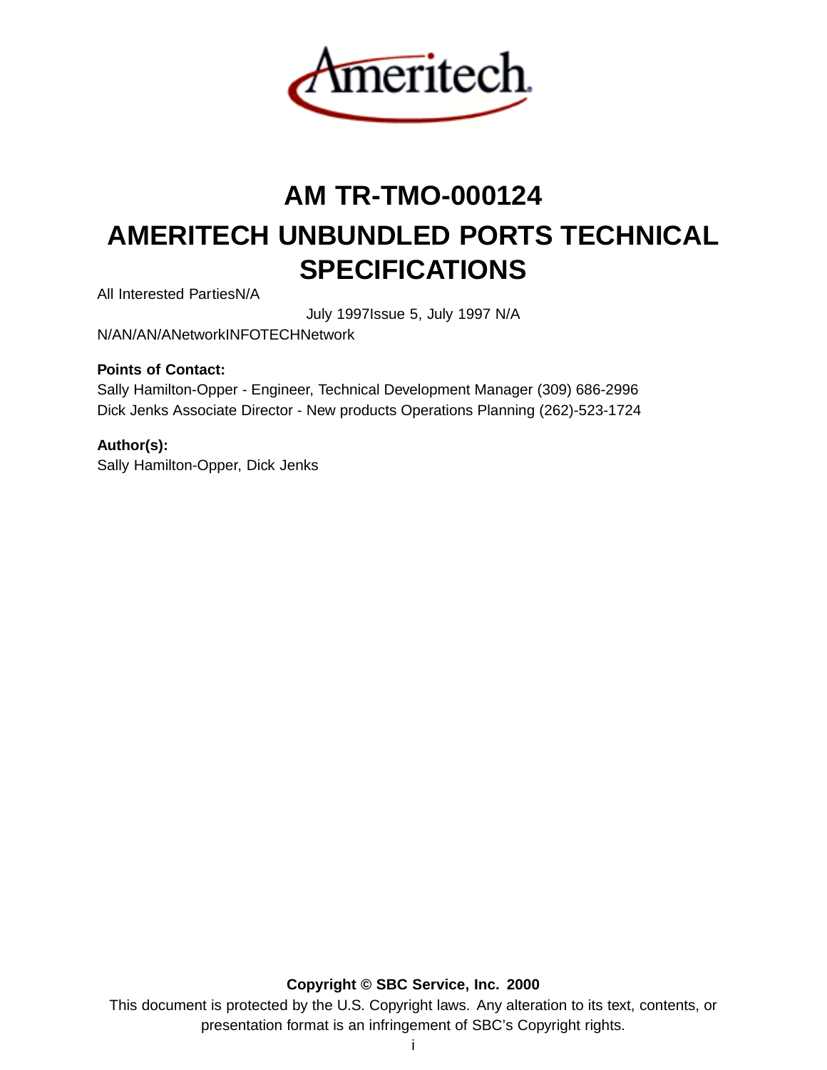# AM TR-TMO-000124

# AMERITECH UNBUNDLED PORTS TECHNICAL SPECIFICATIONS

All Interested PartiesN/A

July 1997Issue 5, July 1997 N/A

N/AN/AN/ANetworkINFOTECHNetwork

**Points of Contact:**

Sally Hamilton-Opper - Engineer, Technical Development Manager (309) 686-2996

Dick Jenks Associate Director - New products Operations Planning (262)-523-1724

**Author(s):**

Sally Hamilton-Opper, Dick Jenks

**Copyright © SBC Service, Inc. 2000**

This document is protected by the U.S. Copyright laws. Any alteration to its text, contents, or presentation format is an infringement of SBC's Copyright rights.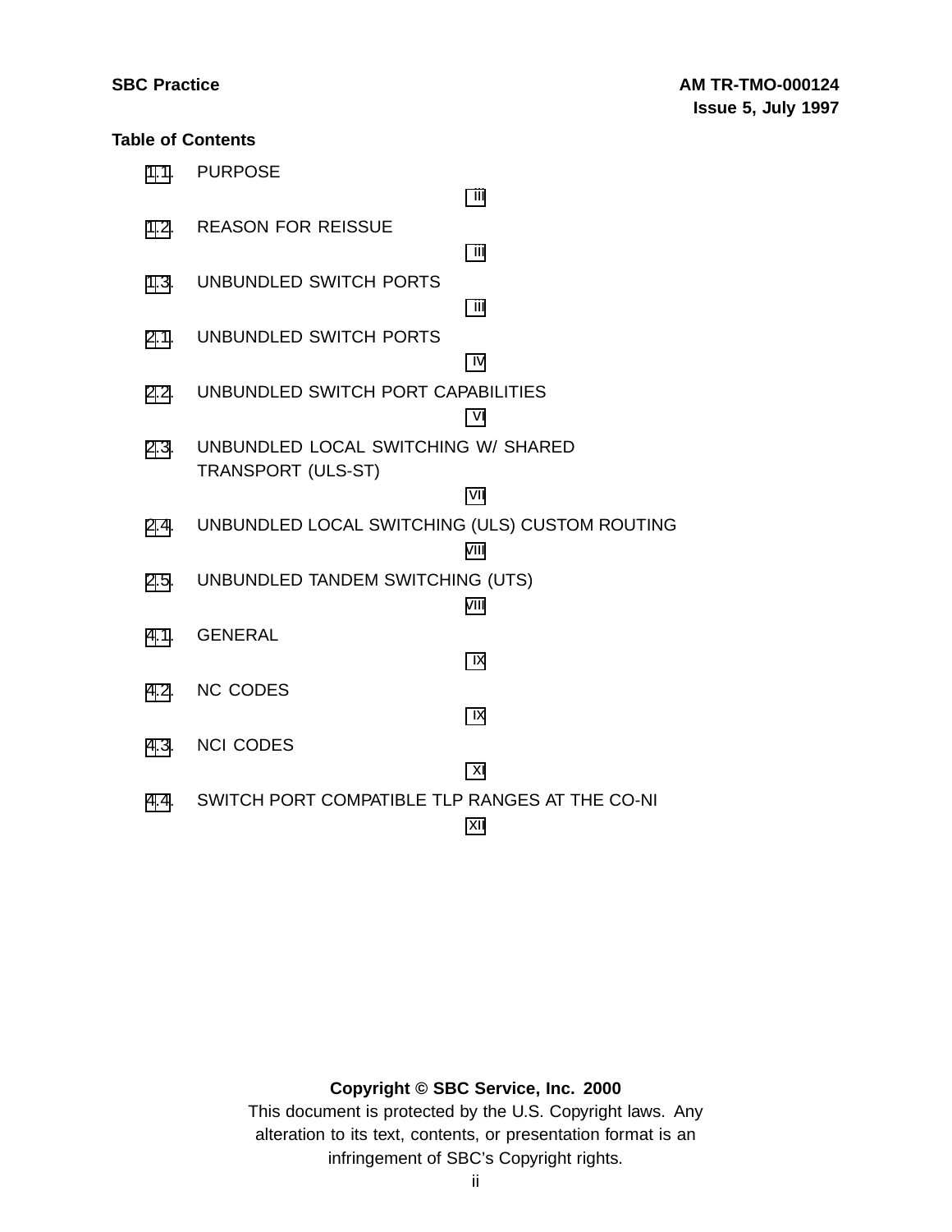**Table of Contents**

1.1. PURPOSE iii

1.2. REASON FOR REISSUE iii

1.3. UNBUNDLED SWITCH PORTS iii

2.1. UNBUNDLED SWITCH PORTS IV

2.2. UNBUNDLED SWITCH PORT CAPABILITIES VI

2.3. UNBUNDLED LOCAL SWITCHING W/ SHARED TRANSPORT (ULS-ST) VII

2.4. UNBUNDLED LOCAL SWITCHING (ULS) CUSTOM ROUTING VIII

2.5. UNBUNDLED TANDEM SWITCHING (UTS) VIII

4.1. GENERAL IX

4.2. NC CODES IX

4.3. NCI CODES XI

4.4. SWITCH PORT COMPATIBLE TLP RANGES AT THE CO-NI XII

**Copyright © SBC Service, Inc. 2000**

This document is protected by the U.S. Copyright laws. Any alteration to its text, contents, or presentation format is an infringement of SBC's Copyright rights.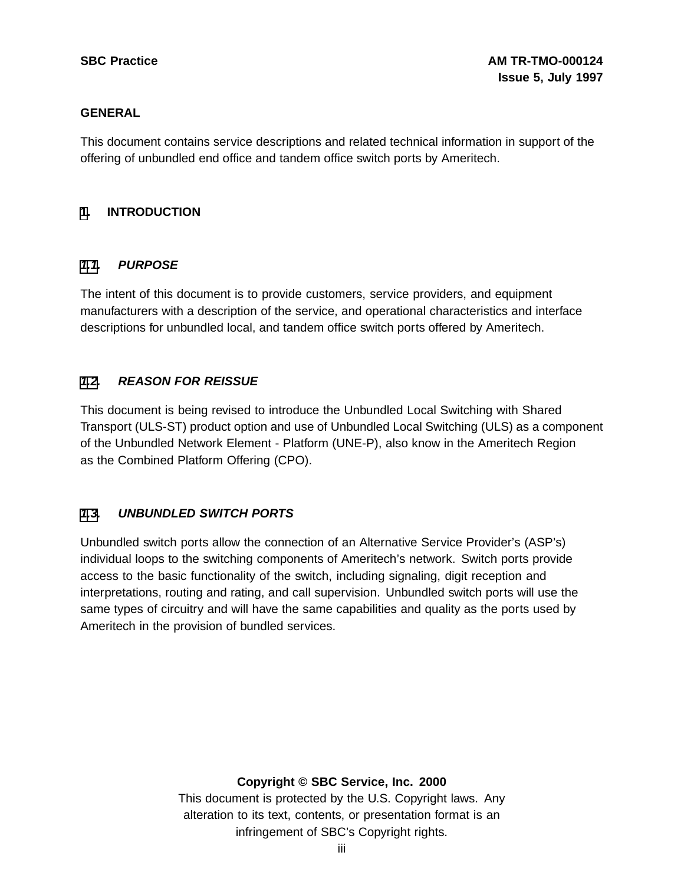## GENERAL

This document contains service descriptions and related technical information in support of the offering of unbundled end office and tandem office switch ports by Ameritech.

# 1. INTRODUCTION

## 1.1. *PURPOSE*

The intent of this document is to provide customers, service providers, and equipment manufacturers with a description of the service, and operational characteristics and interface descriptions for unbundled local, and tandem office switch ports offered by Ameritech.

## 1.2. *REASON FOR REISSUE*

This document is being revised to introduce the Unbundled Local Switching with Shared Transport (ULS-ST) product option and use of Unbundled Local Switching (ULS) as a component of the Unbundled Network Element - Platform (UNE-P), also know in the Ameritech Region as the Combined Platform Offering (CPO).

## 1.3. *UNBUNDLED SWITCH PORTS*

Unbundled switch ports allow the connection of an Alternative Service Provider's (ASP's) individual loops to the switching components of Ameritech's network. Switch ports provide access to the basic functionality of the switch, including signaling, digit reception and interpretations, routing and rating, and call supervision. Unbundled switch ports will use the same types of circuitry and will have the same capabilities and quality as the ports used by Ameritech in the provision of bundled services.

**Copyright © SBC Service, Inc. 2000**
This document is protected by the U.S. Copyright laws. Any alteration to its text, contents, or presentation format is an infringement of SBC's Copyright rights.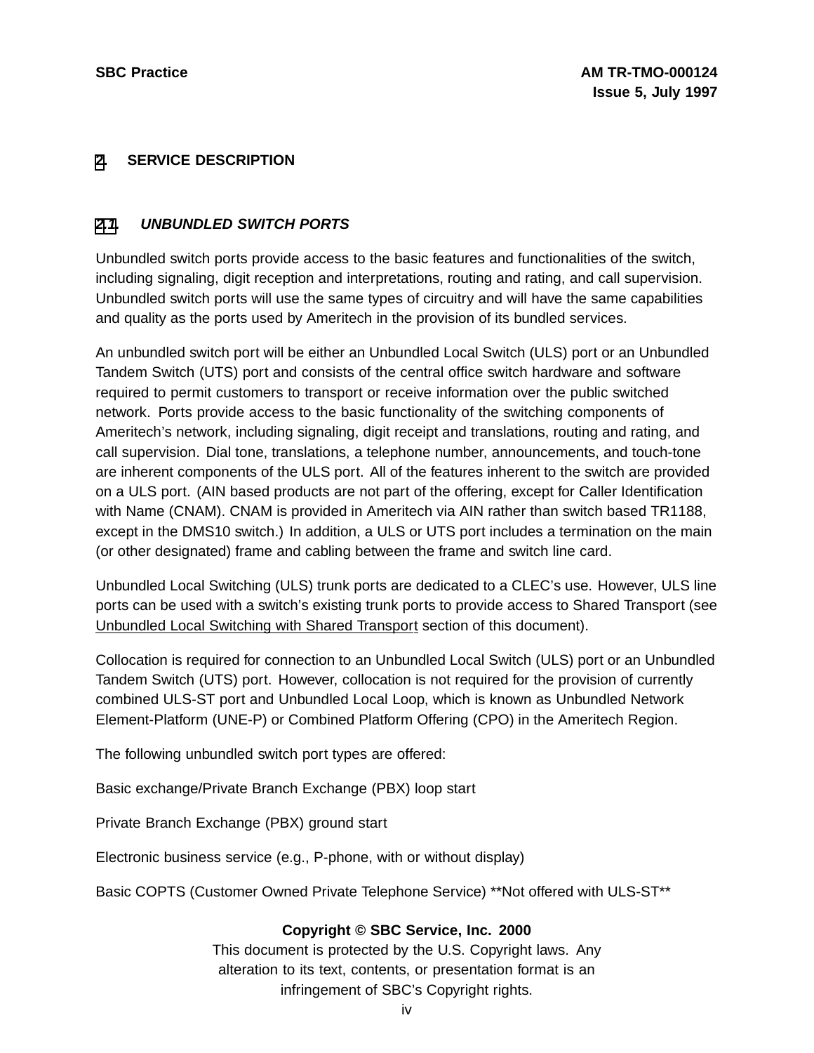# 2. SERVICE DESCRIPTION

## 2.1 *UNBUNDLED SWITCH PORTS*

Unbundled switch ports provide access to the basic features and functionalities of the switch, including signaling, digit reception and interpretations, routing and rating, and call supervision. Unbundled switch ports will use the same types of circuitry and will have the same capabilities and quality as the ports used by Ameritech in the provision of its bundled services.

An unbundled switch port will be either an Unbundled Local Switch (ULS) port or an Unbundled Tandem Switch (UTS) port and consists of the central office switch hardware and software required to permit customers to transport or receive information over the public switched network. Ports provide access to the basic functionality of the switching components of Ameritech's network, including signaling, digit receipt and translations, routing and rating, and call supervision. Dial tone, translations, a telephone number, announcements, and touch-tone are inherent components of the ULS port. All of the features inherent to the switch are provided on a ULS port. (AIN based products are not part of the offering, except for Caller Identification with Name (CNAM). CNAM is provided in Ameritech via AIN rather than switch based TR1188, except in the DMS10 switch.) In addition, a ULS or UTS port includes a termination on the main (or other designated) frame and cabling between the frame and switch line card.

Unbundled Local Switching (ULS) trunk ports are dedicated to a CLEC's use. However, ULS line ports can be used with a switch's existing trunk ports to provide access to Shared Transport (see Unbundled Local Switching with Shared Transport section of this document).

Collocation is required for connection to an Unbundled Local Switch (ULS) port or an Unbundled Tandem Switch (UTS) port. However, collocation is not required for the provision of currently combined ULS-ST port and Unbundled Local Loop, which is known as Unbundled Network Element-Platform (UNE-P) or Combined Platform Offering (CPO) in the Ameritech Region.

The following unbundled switch port types are offered:

Basic exchange/Private Branch Exchange (PBX) loop start

Private Branch Exchange (PBX) ground start

Electronic business service (e.g., P-phone, with or without display)

Basic COPTS (Customer Owned Private Telephone Service) **Not offered with ULS-ST**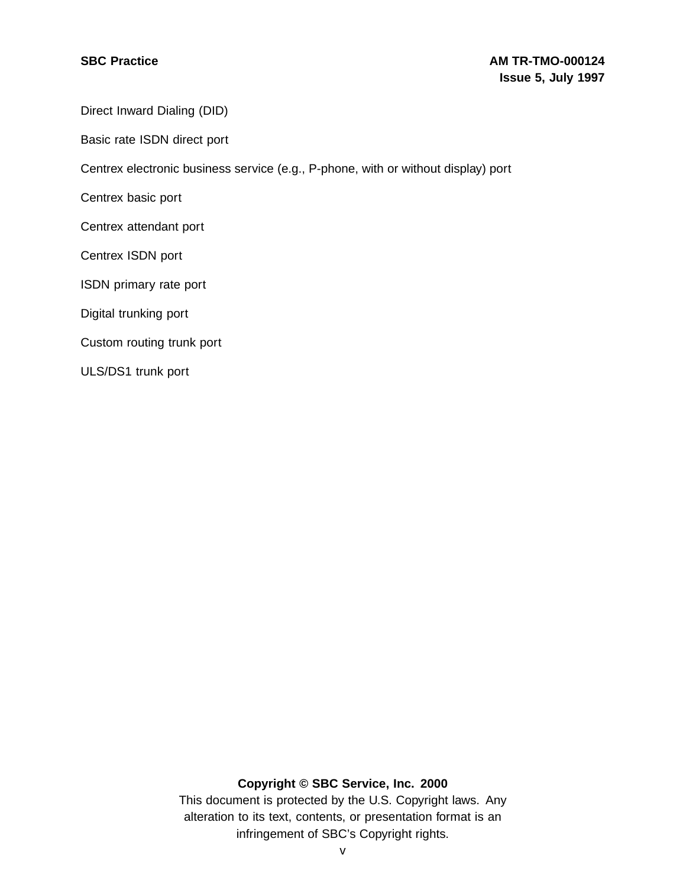Direct Inward Dialing (DID)

Basic rate ISDN direct port

Centrex electronic business service (e.g., P-phone, with or without display) port

Centrex basic port

Centrex attendant port

Centrex ISDN port

ISDN primary rate port

Digital trunking port

Custom routing trunk port

ULS/DS1 trunk port

**Copyright © SBC Service, Inc. 2000**
This document is protected by the U.S. Copyright laws. Any alteration to its text, contents, or presentation format is an infringement of SBC's Copyright rights.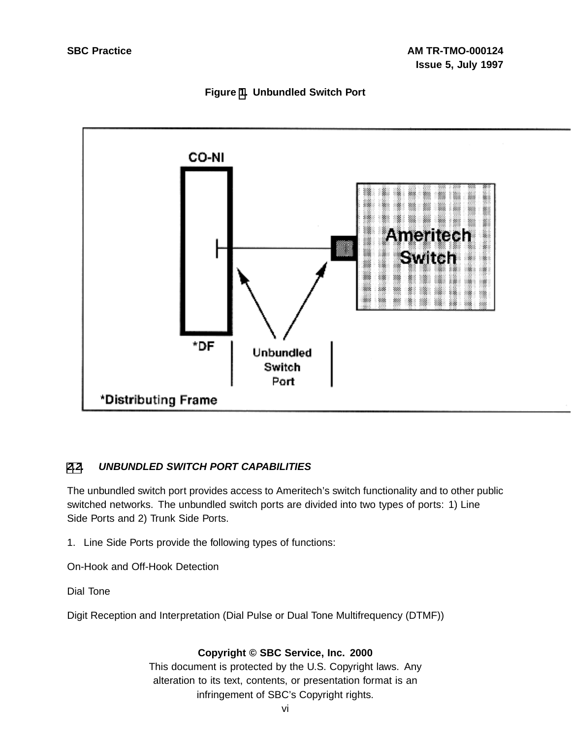Figure 1. Unbundled Switch Port

CO-NI

Ameritech Switch

*DF

Unbundled Switch Port

*Distributing Frame

### 2.2. *UNBUNDLED SWITCH PORT CAPABILITIES*

The unbundled switch port provides access to Ameritech's switch functionality and to other public switched networks. The unbundled switch ports are divided into two types of ports: 1) Line Side Ports and 2) Trunk Side Ports.

1. Line Side Ports provide the following types of functions:

On-Hook and Off-Hook Detection

Dial Tone

Digit Reception and Interpretation (Dial Pulse or Dual Tone Multifrequency (DTMF))

**Copyright © SBC Service, Inc. 2000**
This document is protected by the U.S. Copyright laws. Any alteration to its text, contents, or presentation format is an infringement of SBC's Copyright rights.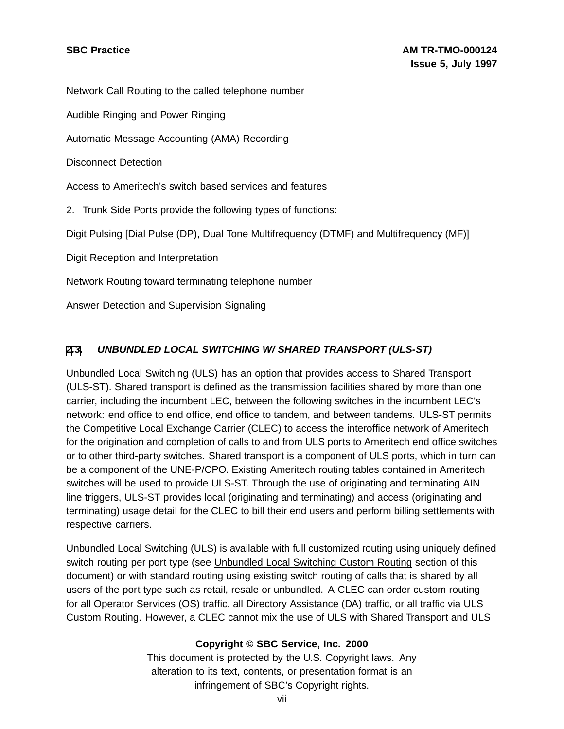Network Call Routing to the called telephone number

Audible Ringing and Power Ringing

Automatic Message Accounting (AMA) Recording

Disconnect Detection

Access to Ameritech's switch based services and features

2. Trunk Side Ports provide the following types of functions:

Digit Pulsing [Dial Pulse (DP), Dual Tone Multifrequency (DTMF) and Multifrequency (MF)]

Digit Reception and Interpretation

Network Routing toward terminating telephone number

Answer Detection and Supervision Signaling

### 2.3. *UNBUNDLED LOCAL SWITCHING W/ SHARED TRANSPORT (ULS-ST)*

Unbundled Local Switching (ULS) has an option that provides access to Shared Transport (ULS-ST). Shared transport is defined as the transmission facilities shared by more than one carrier, including the incumbent LEC, between the following switches in the incumbent LEC's network: end office to end office, end office to tandem, and between tandems. ULS-ST permits the Competitive Local Exchange Carrier (CLEC) to access the interoffice network of Ameritech for the origination and completion of calls to and from ULS ports to Ameritech end office switches or to other third-party switches. Shared transport is a component of ULS ports, which in turn can be a component of the UNE-P/CPO. Existing Ameritech routing tables contained in Ameritech switches will be used to provide ULS-ST. Through the use of originating and terminating AIN line triggers, ULS-ST provides local (originating and terminating) and access (originating and terminating) usage detail for the CLEC to bill their end users and perform billing settlements with respective carriers.

Unbundled Local Switching (ULS) is available with full customized routing using uniquely defined switch routing per port type (see Unbundled Local Switching Custom Routing section of this document) or with standard routing using existing switch routing of calls that is shared by all users of the port type such as retail, resale or unbundled. A CLEC can order custom routing for all Operator Services (OS) traffic, all Directory Assistance (DA) traffic, or all traffic via ULS Custom Routing. However, a CLEC cannot mix the use of ULS with Shared Transport and ULS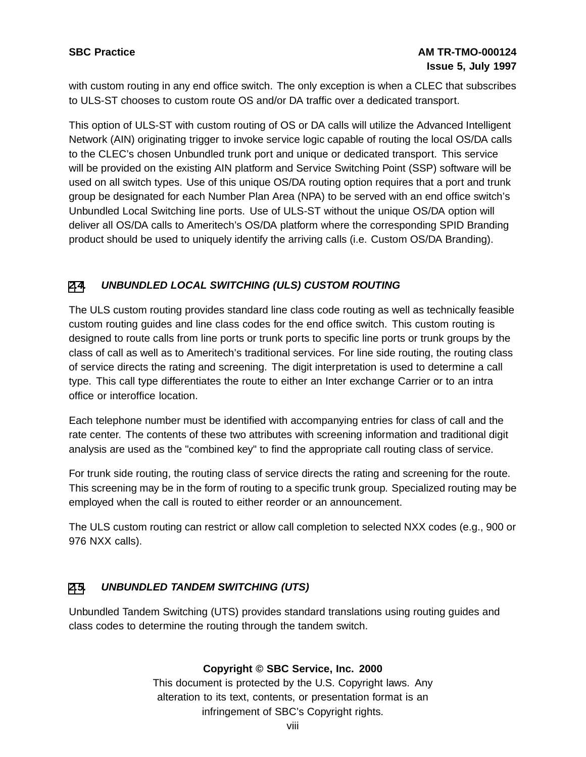with custom routing in any end office switch. The only exception is when a CLEC that subscribes to ULS-ST chooses to custom route OS and/or DA traffic over a dedicated transport.

This option of ULS-ST with custom routing of OS or DA calls will utilize the Advanced Intelligent Network (AIN) originating trigger to invoke service logic capable of routing the local OS/DA calls to the CLEC's chosen Unbundled trunk port and unique or dedicated transport. This service will be provided on the existing AIN platform and Service Switching Point (SSP) software will be used on all switch types. Use of this unique OS/DA routing option requires that a port and trunk group be designated for each Number Plan Area (NPA) to be served with an end office switch's Unbundled Local Switching line ports. Use of ULS-ST without the unique OS/DA option will deliver all OS/DA calls to Ameritech's OS/DA platform where the corresponding SPID Branding product should be used to uniquely identify the arriving calls (i.e. Custom OS/DA Branding).

## 2.4. *UNBUNDLED LOCAL SWITCHING (ULS) CUSTOM ROUTING*

The ULS custom routing provides standard line class code routing as well as technically feasible custom routing guides and line class codes for the end office switch. This custom routing is designed to route calls from line ports or trunk ports to specific line ports or trunk groups by the class of call as well as to Ameritech's traditional services. For line side routing, the routing class of service directs the rating and screening. The digit interpretation is used to determine a call type. This call type differentiates the route to either an Inter exchange Carrier or to an intra office or interoffice location.

Each telephone number must be identified with accompanying entries for class of call and the rate center. The contents of these two attributes with screening information and traditional digit analysis are used as the "combined key" to find the appropriate call routing class of service.

For trunk side routing, the routing class of service directs the rating and screening for the route. This screening may be in the form of routing to a specific trunk group. Specialized routing may be employed when the call is routed to either reorder or an announcement.

The ULS custom routing can restrict or allow call completion to selected NXX codes (e.g., 900 or 976 NXX calls).

## 2.5. *UNBUNDLED TANDEM SWITCHING (UTS)*

Unbundled Tandem Switching (UTS) provides standard translations using routing guides and class codes to determine the routing through the tandem switch.

**Copyright © SBC Service, Inc. 2000**
This document is protected by the U.S. Copyright laws. Any alteration to its text, contents, or presentation format is an infringement of SBC's Copyright rights.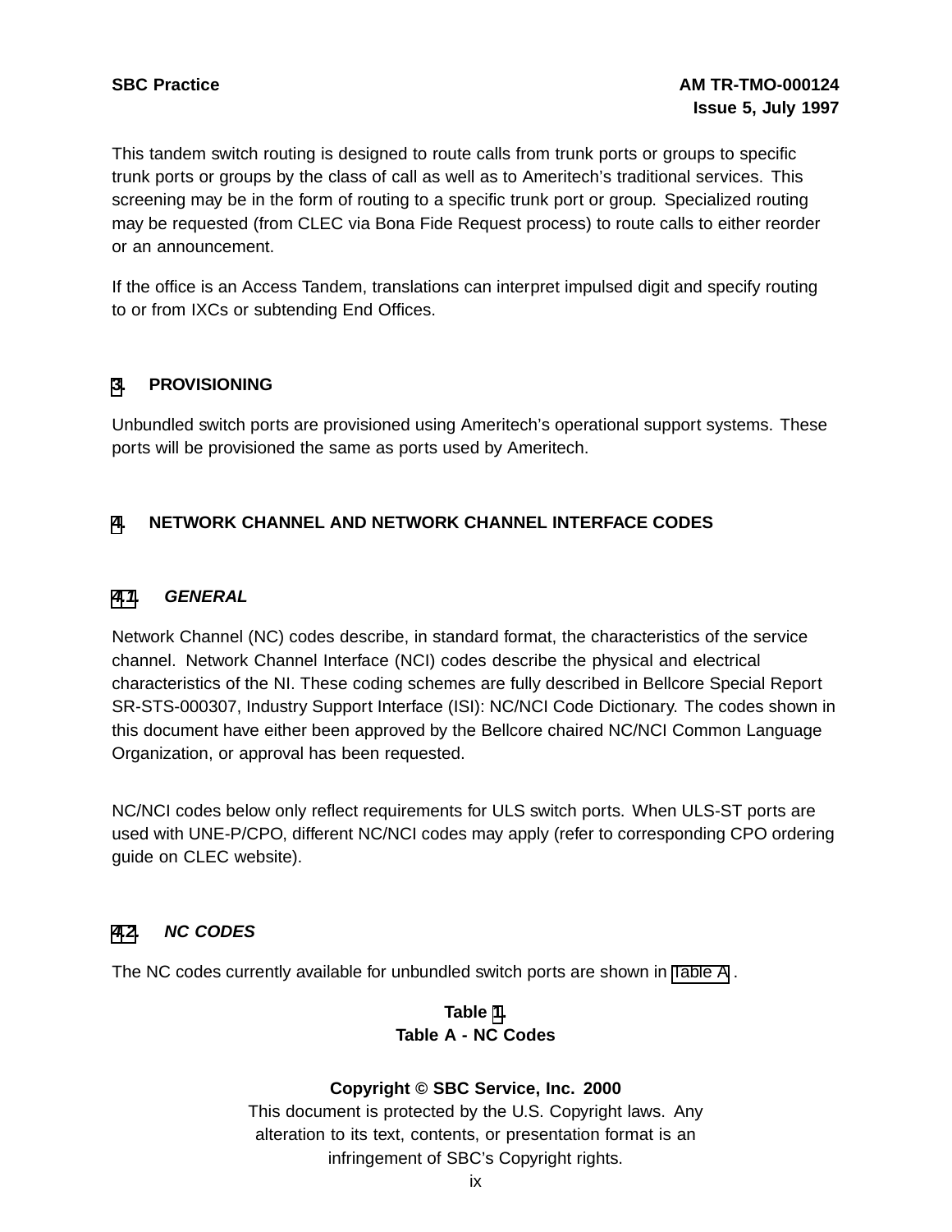This tandem switch routing is designed to route calls from trunk ports or groups to specific trunk ports or groups by the class of call as well as to Ameritech's traditional services. This screening may be in the form of routing to a specific trunk port or group. Specialized routing may be requested (from CLEC via Bona Fide Request process) to route calls to either reorder or an announcement.

If the office is an Access Tandem, translations can interpret impulsed digit and specify routing to or from IXCs or subtending End Offices.

## 3. PROVISIONING

Unbundled switch ports are provisioned using Ameritech's operational support systems. These ports will be provisioned the same as ports used by Ameritech.

## 4. NETWORK CHANNEL AND NETWORK CHANNEL INTERFACE CODES

### 4.1. *GENERAL*

Network Channel (NC) codes describe, in standard format, the characteristics of the service channel. Network Channel Interface (NCI) codes describe the physical and electrical characteristics of the NI. These coding schemes are fully described in Bellcore Special Report SR-STS-000307, Industry Support Interface (ISI): NC/NCI Code Dictionary. The codes shown in this document have either been approved by the Bellcore chaired NC/NCI Common Language Organization, or approval has been requested.

NC/NCI codes below only reflect requirements for ULS switch ports. When ULS-ST ports are used with UNE-P/CPO, different NC/NCI codes may apply (refer to corresponding CPO ordering guide on CLEC website).

### 4.2. *NC CODES*

The NC codes currently available for unbundled switch ports are shown in Table A .

**Table 1.**
**Table A - NC Codes**

**Copyright © SBC Service, Inc. 2000**
This document is protected by the U.S. Copyright laws. Any alteration to its text, contents, or presentation format is an infringement of SBC's Copyright rights.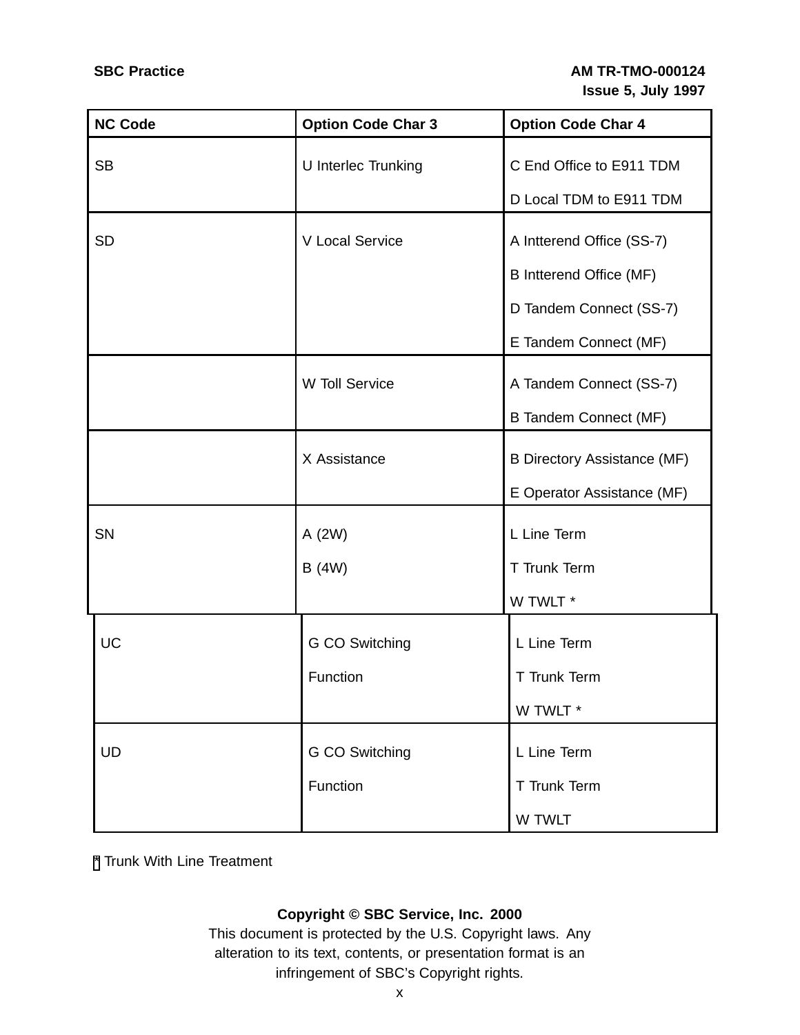| NC Code | Option Code Char 3 | Option Code Char 4 |
| --- | --- | --- |
| SB | U Interlec Trunking | C End Office to E911 TDM<br>D Local TDM to E911 TDM |
| SD | V Local Service | A Intterend Office (SS-7)<br>B Intterend Office (MF)<br>D Tandem Connect (SS-7)<br>E Tandem Connect (MF) |
| | W Toll Service | A Tandem Connect (SS-7)<br>B Tandem Connect (MF) |
| | X Assistance | B Directory Assistance (MF)<br>E Operator Assistance (MF) |
| SN | A (2W)<br>B (4W) | L Line Term<br>T Trunk Term<br>W TWLT * |
| UC | G CO Switching Function | L Line Term<br>T Trunk Term<br>W TWLT * |
| UD | G CO Switching Function | L Line Term<br>T Trunk Term<br>W TWLT |

* Trunk With Line Treatment

**Copyright © SBC Service, Inc. 2000**
This document is protected by the U.S. Copyright laws. Any alteration to its text, contents, or presentation format is an infringement of SBC's Copyright rights.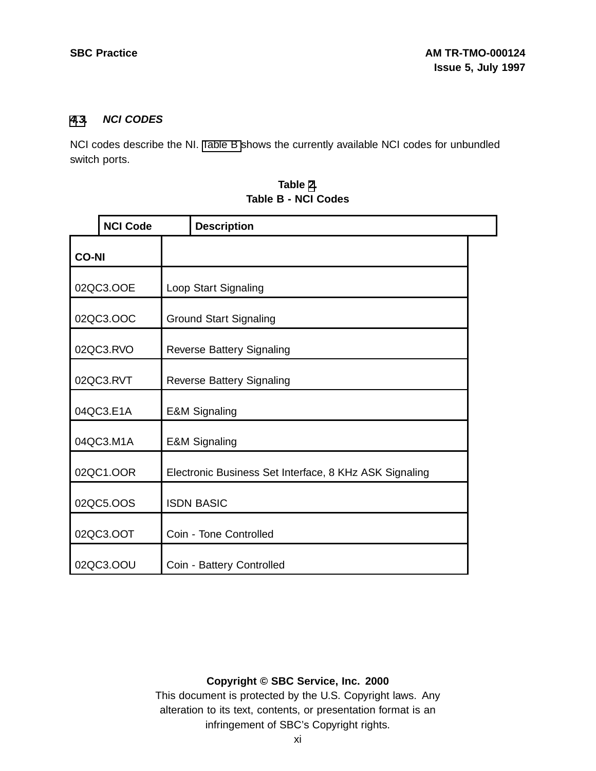### 4.3. *NCI CODES*

NCI codes describe the NI. Table B shows the currently available NCI codes for unbundled switch ports.

**Table 2.**
**Table B - NCI Codes**

| NCI Code | Description |
|---|---|
| **CO-NI** | |
| 02QC3.OOE | Loop Start Signaling |
| 02QC3.OOC | Ground Start Signaling |
| 02QC3.RVO | Reverse Battery Signaling |
| 02QC3.RVT | Reverse Battery Signaling |
| 04QC3.E1A | E&M Signaling |
| 04QC3.M1A | E&M Signaling |
| 02QC1.OOR | Electronic Business Set Interface, 8 KHz ASK Signaling |
| 02QC5.OOS | ISDN BASIC |
| 02QC3.OOT | Coin - Tone Controlled |
| 02QC3.OOU | Coin - Battery Controlled |

**Copyright © SBC Service, Inc. 2000**
This document is protected by the U.S. Copyright laws. Any alteration to its text, contents, or presentation format is an infringement of SBC's Copyright rights.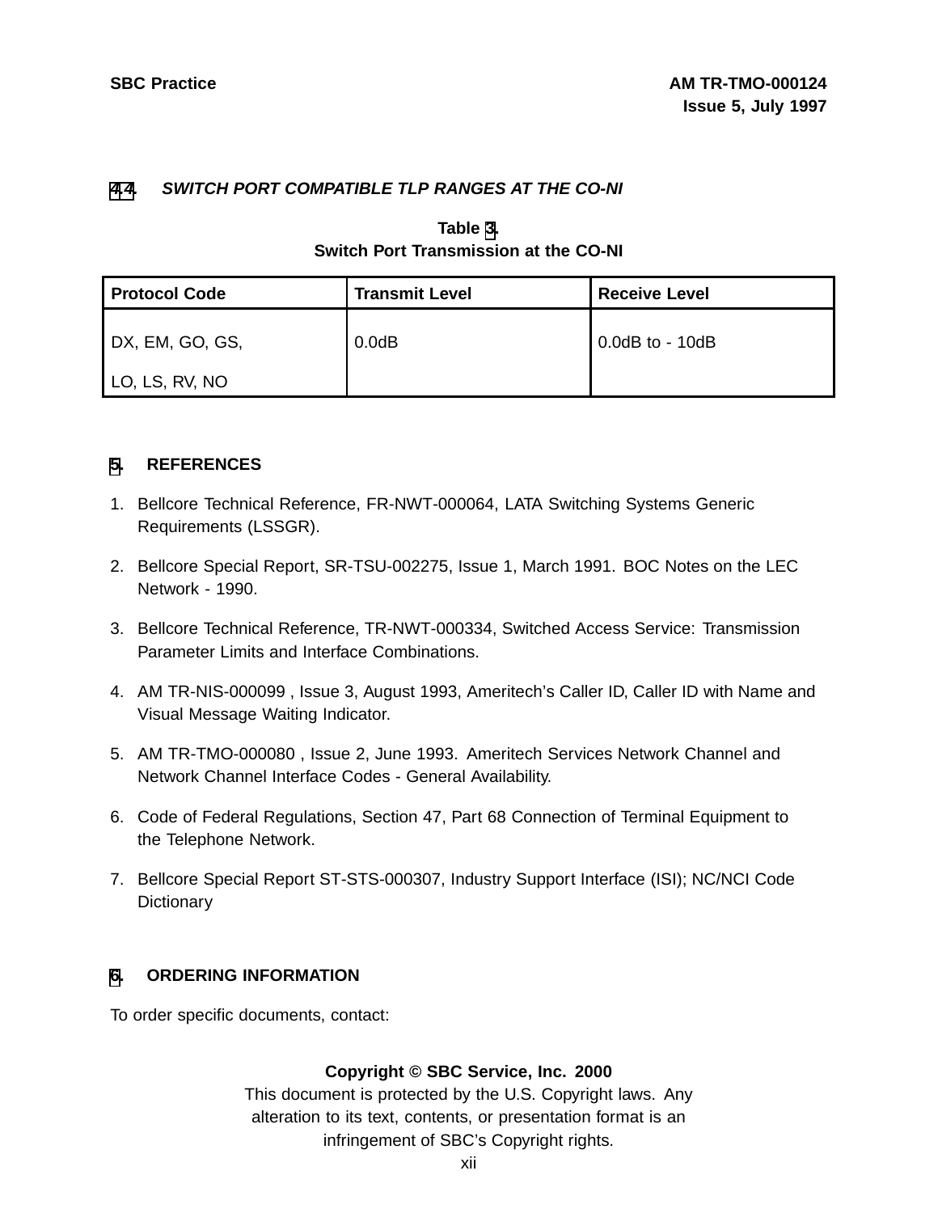### 4.4. *SWITCH PORT COMPATIBLE TLP RANGES AT THE CO-NI*

**Table 3.**
**Switch Port Transmission at the CO-NI**

| Protocol Code | Transmit Level | Receive Level |
|---|---|---|
| DX, EM, GO, GS, LO, LS, RV, NO | 0.0dB | 0.0dB to - 10dB |

## 5. REFERENCES

1. Bellcore Technical Reference, FR-NWT-000064, LATA Switching Systems Generic Requirements (LSSGR).
2. Bellcore Special Report, SR-TSU-002275, Issue 1, March 1991. BOC Notes on the LEC Network - 1990.
3. Bellcore Technical Reference, TR-NWT-000334, Switched Access Service: Transmission Parameter Limits and Interface Combinations.
4. AM TR-NIS-000099 , Issue 3, August 1993, Ameritech's Caller ID, Caller ID with Name and Visual Message Waiting Indicator.
5. AM TR-TMO-000080 , Issue 2, June 1993. Ameritech Services Network Channel and Network Channel Interface Codes - General Availability.
6. Code of Federal Regulations, Section 47, Part 68 Connection of Terminal Equipment to the Telephone Network.
7. Bellcore Special Report ST-STS-000307, Industry Support Interface (ISI); NC/NCI Code Dictionary

## 6. ORDERING INFORMATION

To order specific documents, contact:

**Copyright © SBC Service, Inc. 2000**
This document is protected by the U.S. Copyright laws. Any alteration to its text, contents, or presentation format is an infringement of SBC's Copyright rights.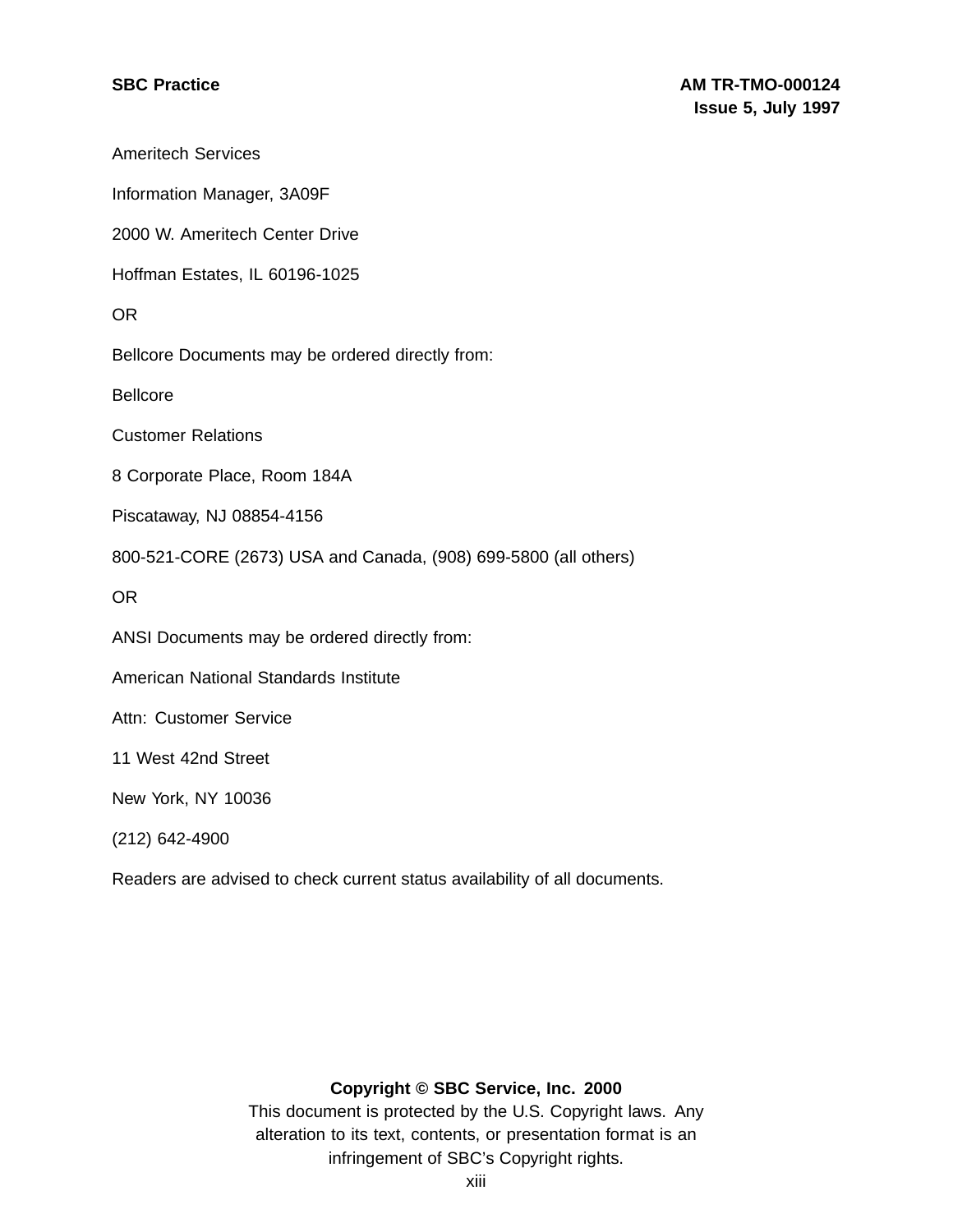Ameritech Services

Information Manager, 3A09F

2000 W. Ameritech Center Drive

Hoffman Estates, IL 60196-1025

OR

Bellcore Documents may be ordered directly from:

Bellcore

Customer Relations

8 Corporate Place, Room 184A

Piscataway, NJ 08854-4156

800-521-CORE (2673) USA and Canada, (908) 699-5800 (all others)

OR

ANSI Documents may be ordered directly from:

American National Standards Institute

Attn: Customer Service

11 West 42nd Street

New York, NY 10036

(212) 642-4900

Readers are advised to check current status availability of all documents.

**Copyright © SBC Service, Inc. 2000**

This document is protected by the U.S. Copyright laws. Any alteration to its text, contents, or presentation format is an infringement of SBC's Copyright rights.